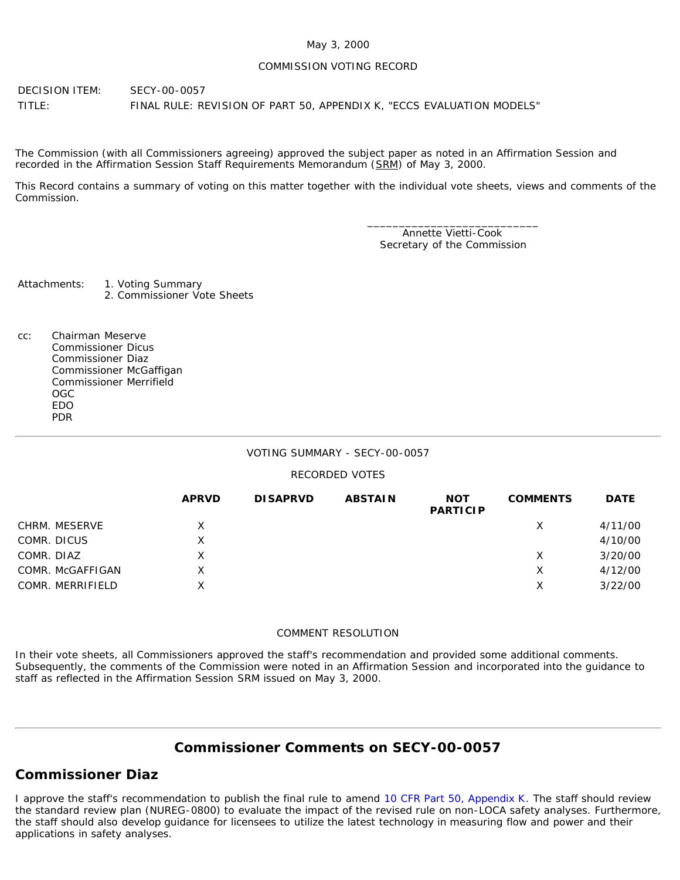May 3, 2000

COMMISSION VOTING RECORD

DECISION ITEM: SECY-00-0057

TITLE: FINAL RULE: REVISION OF PART 50, APPENDIX K, "ECCS EVALUATION MODELS"

The Commission (with all Commissioners agreeing) approved the subject paper as noted in an Affirmation Session and recorded in the Affirmation Session Staff Requirements Memorandum (SRM) of May 3, 2000.

This Record contains a summary of voting on this matter together with the individual vote sheets, views and comments of the Commission.

\_\_\_\_\_\_\_\_\_\_\_\_\_\_\_\_\_\_\_\_\_\_\_\_\_\_\_\_
Annette Vietti-Cook
Secretary of the Commission

Attachments:
1. Voting Summary
2. Commissioner Vote Sheets

cc:
Chairman Meserve
Commissioner Dicus
Commissioner Diaz
Commissioner McGaffigan
Commissioner Merrifield
OGC
EDO
PDR

---

VOTING SUMMARY - SECY-00-0057

RECORDED VOTES

| | APRVD | DISAPRVD | ABSTAIN | NOT PARTICIP | COMMENTS | DATE |
|---|---|---|---|---|---|---|
| CHRM. MESERVE | X | | | | X | 4/11/00 |
| COMR. DICUS | X | | | | | 4/10/00 |
| COMR. DIAZ | X | | | | X | 3/20/00 |
| COMR. McGAFFIGAN | X | | | | X | 4/12/00 |
| COMR. MERRIFIELD | X | | | | X | 3/22/00 |

COMMENT RESOLUTION

In their vote sheets, all Commissioners approved the staff's recommendation and provided some additional comments. Subsequently, the comments of the Commission were noted in an Affirmation Session and incorporated into the guidance to staff as reflected in the Affirmation Session SRM issued on May 3, 2000.

---

## Commissioner Comments on SECY-00-0057

## Commissioner Diaz

I approve the staff's recommendation to publish the final rule to amend 10 CFR Part 50, Appendix K. The staff should review the standard review plan (NUREG-0800) to evaluate the impact of the revised rule on non-LOCA safety analyses. Furthermore, the staff should also develop guidance for licensees to utilize the latest technology in measuring flow and power and their applications in safety analyses.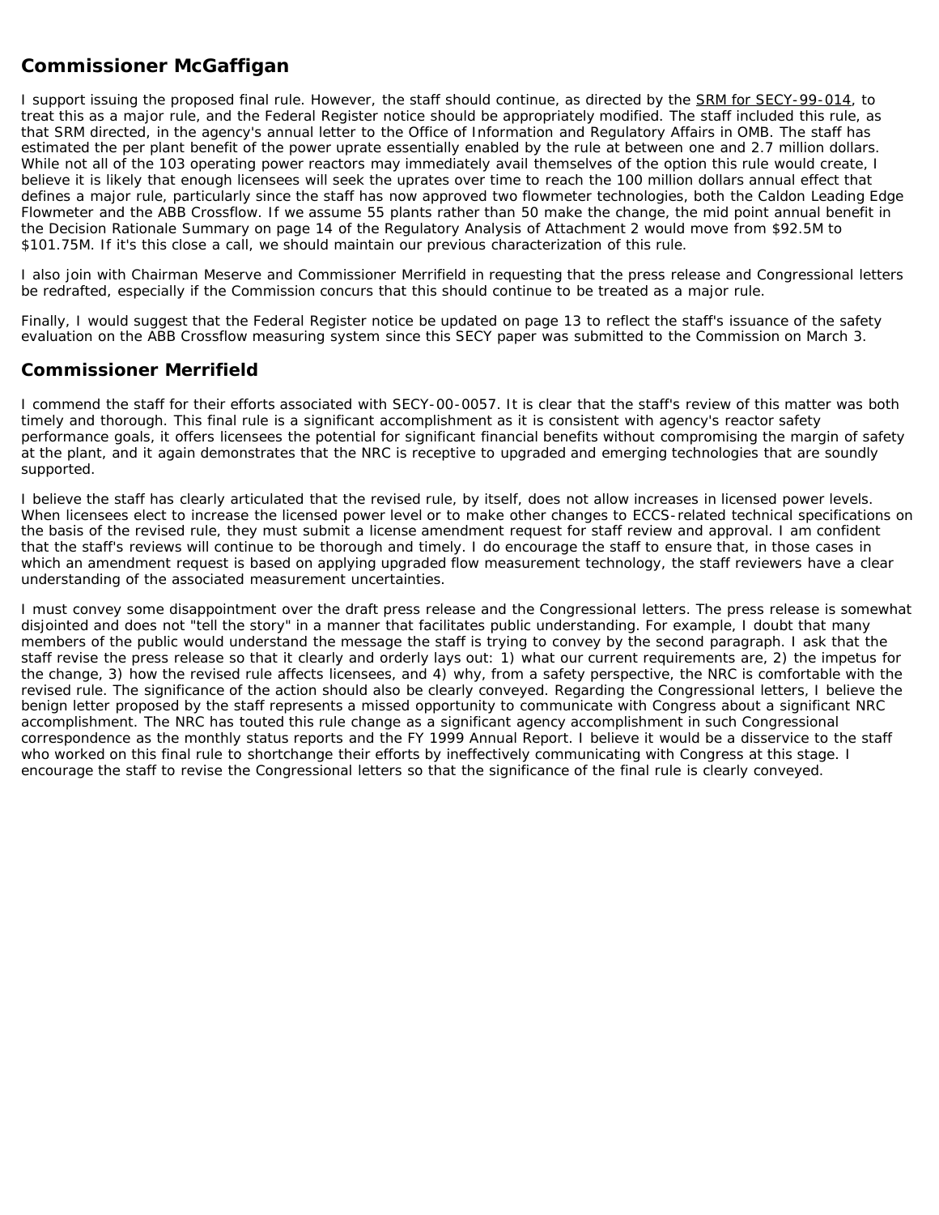## Commissioner McGaffigan

I support issuing the proposed final rule. However, the staff should continue, as directed by the SRM for SECY-99-014, to treat this as a major rule, and the Federal Register notice should be appropriately modified. The staff included this rule, as that SRM directed, in the agency's annual letter to the Office of Information and Regulatory Affairs in OMB. The staff has estimated the per plant benefit of the power uprate essentially enabled by the rule at between one and 2.7 million dollars. While not all of the 103 operating power reactors may immediately avail themselves of the option this rule would create, I believe it is likely that enough licensees will seek the uprates over time to reach the 100 million dollars annual effect that defines a major rule, particularly since the staff has now approved two flowmeter technologies, both the Caldon Leading Edge Flowmeter and the ABB Crossflow. If we assume 55 plants rather than 50 make the change, the mid point annual benefit in the Decision Rationale Summary on page 14 of the Regulatory Analysis of Attachment 2 would move from $92.5M to $101.75M. If it's this close a call, we should maintain our previous characterization of this rule.

I also join with Chairman Meserve and Commissioner Merrifield in requesting that the press release and Congressional letters be redrafted, especially if the Commission concurs that this should continue to be treated as a major rule.

Finally, I would suggest that the Federal Register notice be updated on page 13 to reflect the staff's issuance of the safety evaluation on the ABB Crossflow measuring system since this SECY paper was submitted to the Commission on March 3.

## Commissioner Merrifield

I commend the staff for their efforts associated with SECY-00-0057. It is clear that the staff's review of this matter was both timely and thorough. This final rule is a significant accomplishment as it is consistent with agency's reactor safety performance goals, it offers licensees the potential for significant financial benefits without compromising the margin of safety at the plant, and it again demonstrates that the NRC is receptive to upgraded and emerging technologies that are soundly supported.

I believe the staff has clearly articulated that the revised rule, by itself, does not allow increases in licensed power levels. When licensees elect to increase the licensed power level or to make other changes to ECCS-related technical specifications on the basis of the revised rule, they must submit a license amendment request for staff review and approval. I am confident that the staff's reviews will continue to be thorough and timely. I do encourage the staff to ensure that, in those cases in which an amendment request is based on applying upgraded flow measurement technology, the staff reviewers have a clear understanding of the associated measurement uncertainties.

I must convey some disappointment over the draft press release and the Congressional letters. The press release is somewhat disjointed and does not "tell the story" in a manner that facilitates public understanding. For example, I doubt that many members of the public would understand the message the staff is trying to convey by the second paragraph. I ask that the staff revise the press release so that it clearly and orderly lays out: 1) what our current requirements are, 2) the impetus for the change, 3) how the revised rule affects licensees, and 4) why, from a safety perspective, the NRC is comfortable with the revised rule. The significance of the action should also be clearly conveyed. Regarding the Congressional letters, I believe the benign letter proposed by the staff represents a missed opportunity to communicate with Congress about a significant NRC accomplishment. The NRC has touted this rule change as a significant agency accomplishment in such Congressional correspondence as the monthly status reports and the FY 1999 Annual Report. I believe it would be a disservice to the staff who worked on this final rule to shortchange their efforts by ineffectively communicating with Congress at this stage. I encourage the staff to revise the Congressional letters so that the significance of the final rule is clearly conveyed.